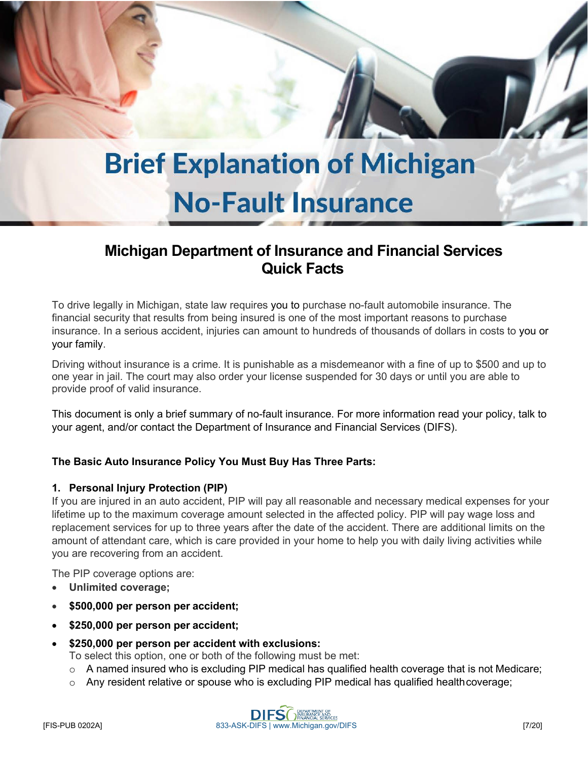# Brief Explanation of Michigan No-Fault Insurance

## Michigan Department of Insurance and Financial Services Quick Facts

To drive legally in Michigan, state law requires you to purchase no-fault automobile insurance. The financial security that results from being insured is one of the most important reasons to purchase insurance. In a serious accident, injuries can amount to hundreds of thousands of dollars in costs to you or your family.

Driving without insurance is a crime. It is punishable as a misdemeanor with a fine of up to $500 and up to one year in jail. The court may also order your license suspended for 30 days or until you are able to provide proof of valid insurance.

This document is only a brief summary of no-fault insurance. For more information read your policy, talk to your agent, and/or contact the Department of Insurance and Financial Services (DIFS).

**The Basic Auto Insurance Policy You Must Buy Has Three Parts:**

**1. Personal Injury Protection (PIP)**

If you are injured in an auto accident, PIP will pay all reasonable and necessary medical expenses for your lifetime up to the maximum coverage amount selected in the affected policy. PIP will pay wage loss and replacement services for up to three years after the date of the accident. There are additional limits on the amount of attendant care, which is care provided in your home to help you with daily living activities while you are recovering from an accident.

The PIP coverage options are:

- **Unlimited coverage;**
- **$500,000 per person per accident;**
- **$250,000 per person per accident;**
- **$250,000 per person per accident with exclusions:**
  To select this option, one or both of the following must be met:
  - A named insured who is excluding PIP medical has qualified health coverage that is not Medicare;
  - Any resident relative or spouse who is excluding PIP medical has qualified health coverage;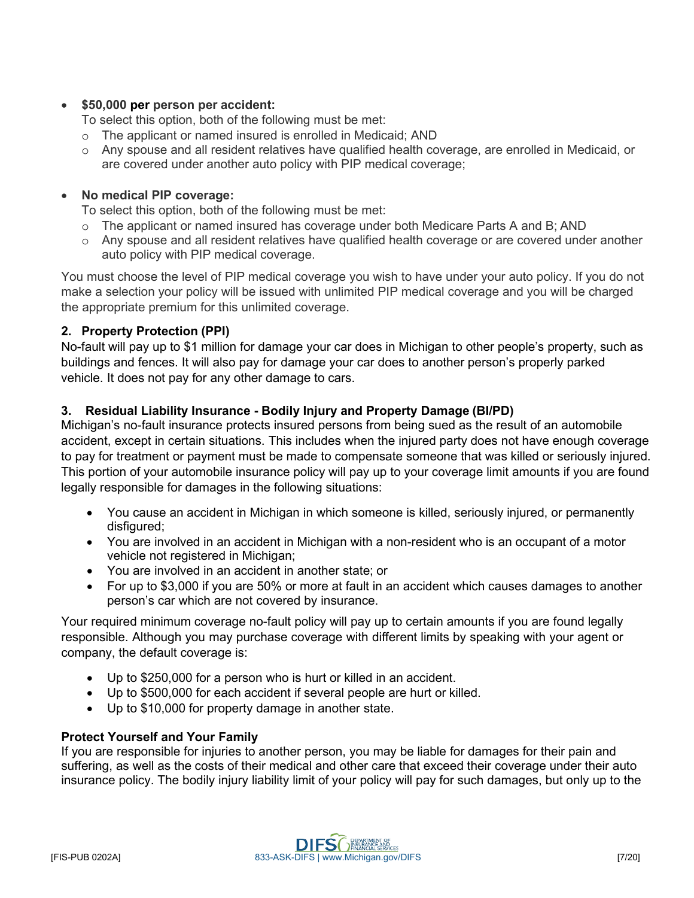- **$50,000 per person per accident:**
  To select this option, both of the following must be met:
  - The applicant or named insured is enrolled in Medicaid; AND
  - Any spouse and all resident relatives have qualified health coverage, are enrolled in Medicaid, or are covered under another auto policy with PIP medical coverage;

- **No medical PIP coverage:**
  To select this option, both of the following must be met:
  - The applicant or named insured has coverage under both Medicare Parts A and B; AND
  - Any spouse and all resident relatives have qualified health coverage or are covered under another auto policy with PIP medical coverage.

You must choose the level of PIP medical coverage you wish to have under your auto policy. If you do not make a selection your policy will be issued with unlimited PIP medical coverage and you will be charged the appropriate premium for this unlimited coverage.

### 2. Property Protection (PPI)

No-fault will pay up to $1 million for damage your car does in Michigan to other people's property, such as buildings and fences. It will also pay for damage your car does to another person's properly parked vehicle. It does not pay for any other damage to cars.

### 3. Residual Liability Insurance - Bodily Injury and Property Damage (BI/PD)

Michigan's no-fault insurance protects insured persons from being sued as the result of an automobile accident, except in certain situations. This includes when the injured party does not have enough coverage to pay for treatment or payment must be made to compensate someone that was killed or seriously injured. This portion of your automobile insurance policy will pay up to your coverage limit amounts if you are found legally responsible for damages in the following situations:

- You cause an accident in Michigan in which someone is killed, seriously injured, or permanently disfigured;
- You are involved in an accident in Michigan with a non-resident who is an occupant of a motor vehicle not registered in Michigan;
- You are involved in an accident in another state; or
- For up to $3,000 if you are 50% or more at fault in an accident which causes damages to another person's car which are not covered by insurance.

Your required minimum coverage no-fault policy will pay up to certain amounts if you are found legally responsible. Although you may purchase coverage with different limits by speaking with your agent or company, the default coverage is:

- Up to $250,000 for a person who is hurt or killed in an accident.
- Up to $500,000 for each accident if several people are hurt or killed.
- Up to $10,000 for property damage in another state.

### Protect Yourself and Your Family

If you are responsible for injuries to another person, you may be liable for damages for their pain and suffering, as well as the costs of their medical and other care that exceed their coverage under their auto insurance policy. The bodily injury liability limit of your policy will pay for such damages, but only up to the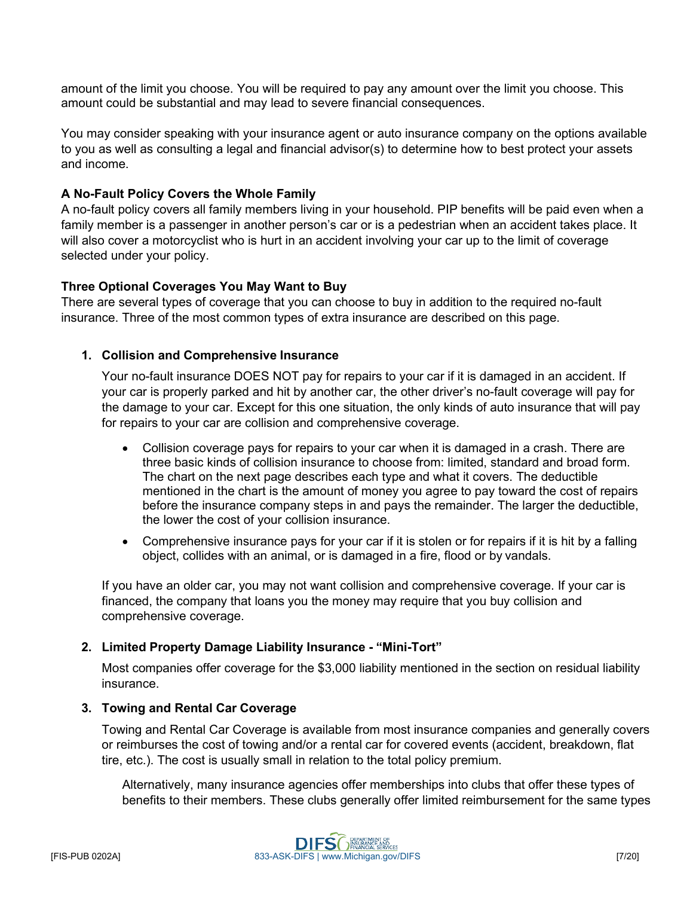amount of the limit you choose. You will be required to pay any amount over the limit you choose. This amount could be substantial and may lead to severe financial consequences.

You may consider speaking with your insurance agent or auto insurance company on the options available to you as well as consulting a legal and financial advisor(s) to determine how to best protect your assets and income.

### A No-Fault Policy Covers the Whole Family

A no-fault policy covers all family members living in your household. PIP benefits will be paid even when a family member is a passenger in another person's car or is a pedestrian when an accident takes place. It will also cover a motorcyclist who is hurt in an accident involving your car up to the limit of coverage selected under your policy.

### Three Optional Coverages You May Want to Buy

There are several types of coverage that you can choose to buy in addition to the required no-fault insurance. Three of the most common types of extra insurance are described on this page.

1. **Collision and Comprehensive Insurance**

   Your no-fault insurance DOES NOT pay for repairs to your car if it is damaged in an accident. If your car is properly parked and hit by another car, the other driver's no-fault coverage will pay for the damage to your car. Except for this one situation, the only kinds of auto insurance that will pay for repairs to your car are collision and comprehensive coverage.

   - Collision coverage pays for repairs to your car when it is damaged in a crash. There are three basic kinds of collision insurance to choose from: limited, standard and broad form. The chart on the next page describes each type and what it covers. The deductible mentioned in the chart is the amount of money you agree to pay toward the cost of repairs before the insurance company steps in and pays the remainder. The larger the deductible, the lower the cost of your collision insurance.
   - Comprehensive insurance pays for your car if it is stolen or for repairs if it is hit by a falling object, collides with an animal, or is damaged in a fire, flood or by vandals.

   If you have an older car, you may not want collision and comprehensive coverage. If your car is financed, the company that loans you the money may require that you buy collision and comprehensive coverage.

2. **Limited Property Damage Liability Insurance - "Mini-Tort"**

   Most companies offer coverage for the $3,000 liability mentioned in the section on residual liability insurance.

3. **Towing and Rental Car Coverage**

   Towing and Rental Car Coverage is available from most insurance companies and generally covers or reimburses the cost of towing and/or a rental car for covered events (accident, breakdown, flat tire, etc.). The cost is usually small in relation to the total policy premium.

   Alternatively, many insurance agencies offer memberships into clubs that offer these types of benefits to their members. These clubs generally offer limited reimbursement for the same types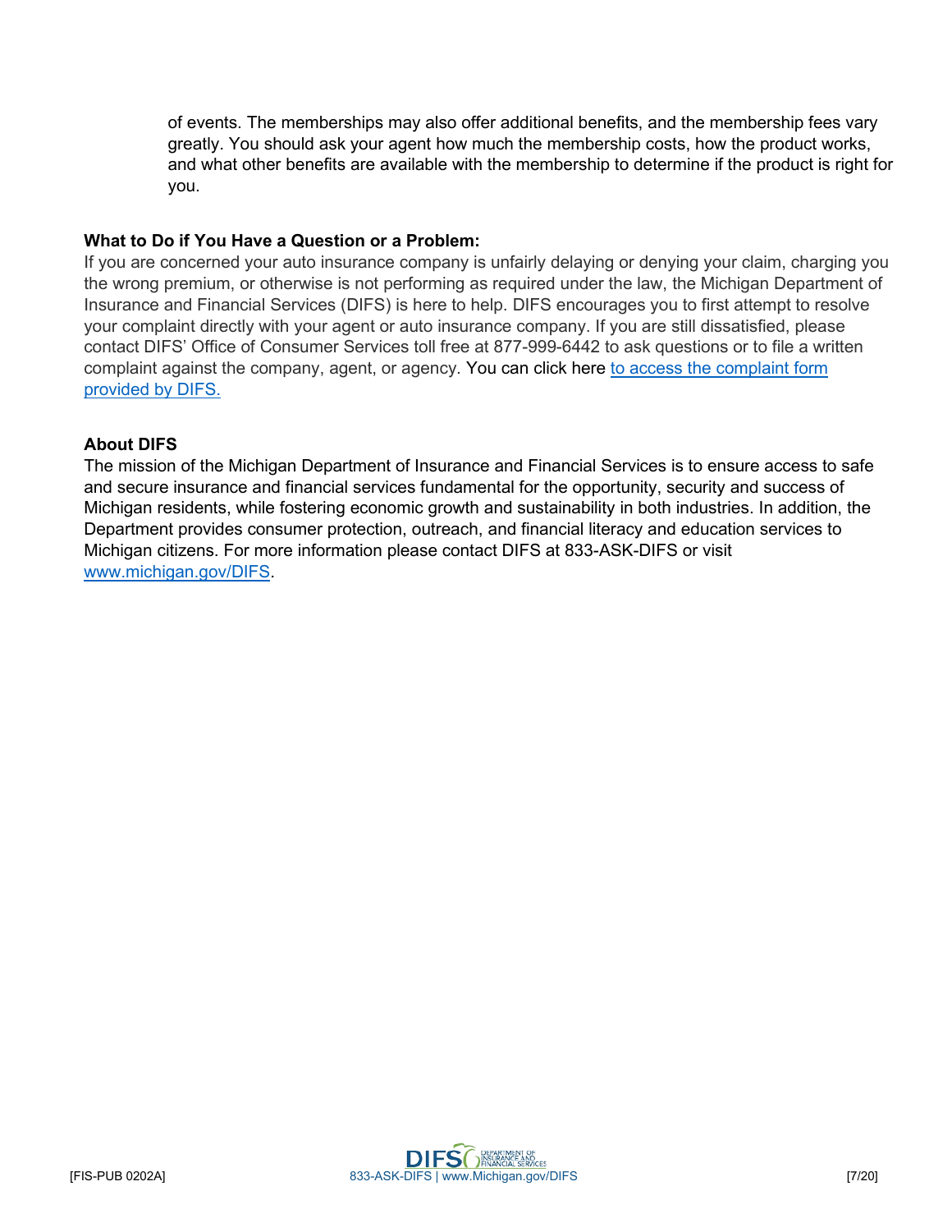of events. The memberships may also offer additional benefits, and the membership fees vary greatly. You should ask your agent how much the membership costs, how the product works, and what other benefits are available with the membership to determine if the product is right for you.

**What to Do if You Have a Question or a Problem:**

If you are concerned your auto insurance company is unfairly delaying or denying your claim, charging you the wrong premium, or otherwise is not performing as required under the law, the Michigan Department of Insurance and Financial Services (DIFS) is here to help. DIFS encourages you to first attempt to resolve your complaint directly with your agent or auto insurance company. If you are still dissatisfied, please contact DIFS' Office of Consumer Services toll free at 877-999-6442 to ask questions or to file a written complaint against the company, agent, or agency. You can click here to access the complaint form provided by DIFS.

**About DIFS**

The mission of the Michigan Department of Insurance and Financial Services is to ensure access to safe and secure insurance and financial services fundamental for the opportunity, security and success of Michigan residents, while fostering economic growth and sustainability in both industries. In addition, the Department provides consumer protection, outreach, and financial literacy and education services to Michigan citizens. For more information please contact DIFS at 833-ASK-DIFS or visit www.michigan.gov/DIFS.